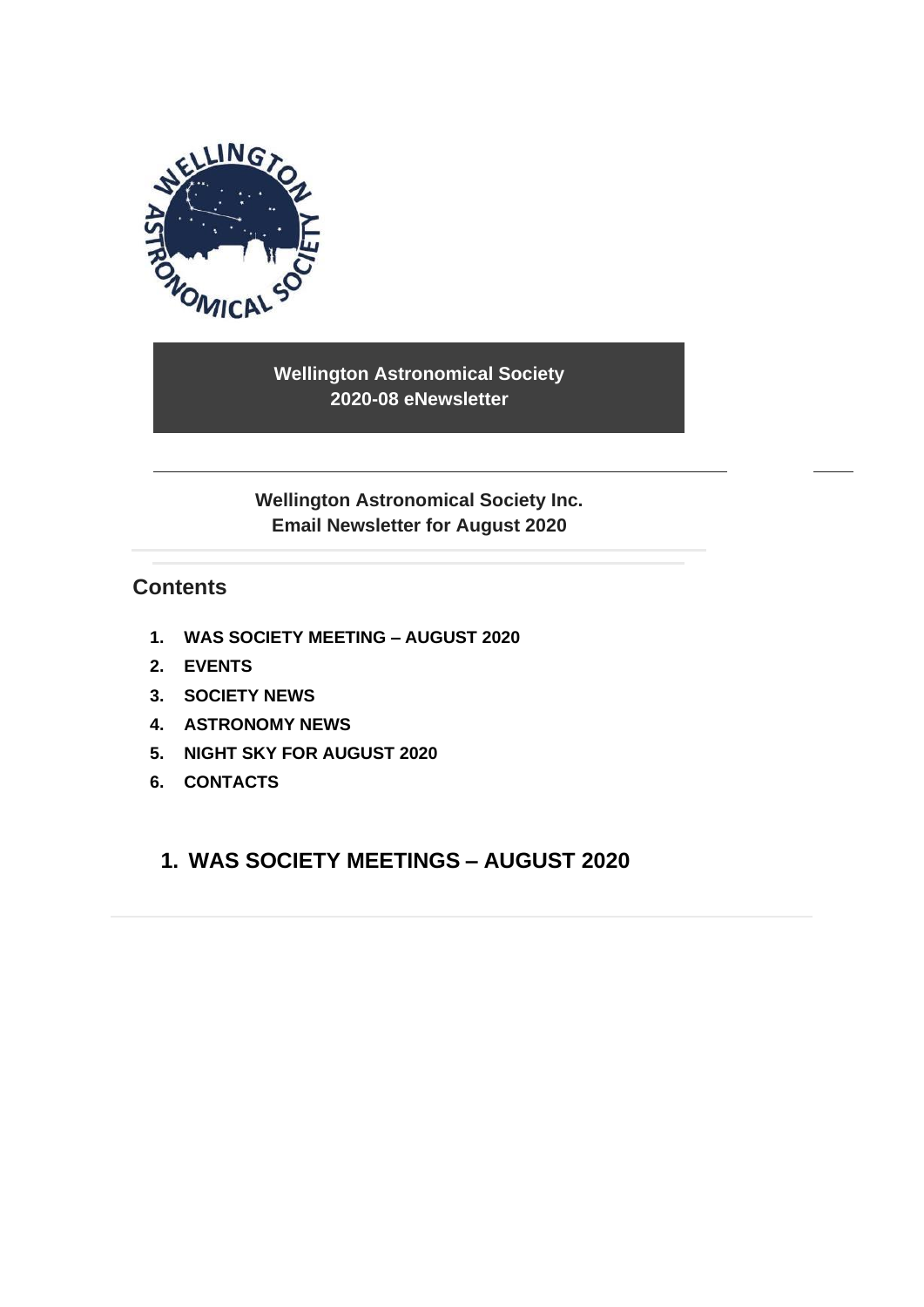**Wellington Astronomical Society**
**2020-08 eNewsletter**

---

**Wellington Astronomical Society Inc.**
**Email Newsletter for August 2020**

## Contents

1. **WAS SOCIETY MEETING – AUGUST 2020**
2. **EVENTS**
3. **SOCIETY NEWS**
4. **ASTRONOMY NEWS**
5. **NIGHT SKY FOR AUGUST 2020**
6. **CONTACTS**

## 1. WAS SOCIETY MEETINGS – AUGUST 2020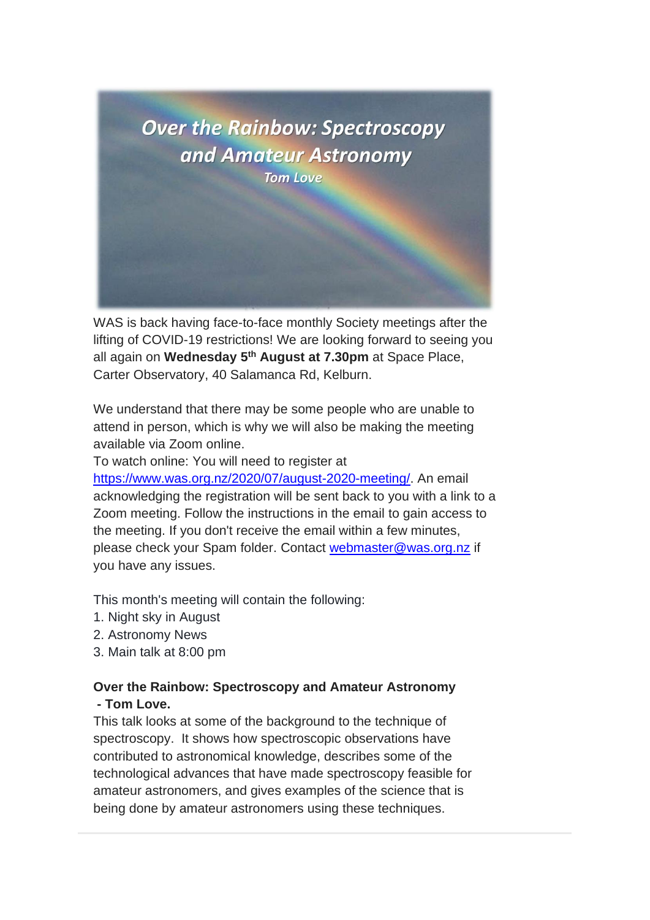Over the Rainbow: Spectroscopy and Amateur Astronomy

Tom Love

WAS is back having face-to-face monthly Society meetings after the lifting of COVID-19 restrictions! We are looking forward to seeing you all again on **Wednesday 5th August at 7.30pm** at Space Place, Carter Observatory, 40 Salamanca Rd, Kelburn.

We understand that there may be some people who are unable to attend in person, which is why we will also be making the meeting available via Zoom online.

To watch online: You will need to register at https://www.was.org.nz/2020/07/august-2020-meeting/. An email acknowledging the registration will be sent back to you with a link to a Zoom meeting. Follow the instructions in the email to gain access to the meeting. If you don't receive the email within a few minutes, please check your Spam folder. Contact webmaster@was.org.nz if you have any issues.

This month's meeting will contain the following:

1. Night sky in August
2. Astronomy News
3. Main talk at 8:00 pm

**Over the Rainbow: Spectroscopy and Amateur Astronomy - Tom Love.**

This talk looks at some of the background to the technique of spectroscopy. It shows how spectroscopic observations have contributed to astronomical knowledge, describes some of the technological advances that have made spectroscopy feasible for amateur astronomers, and gives examples of the science that is being done by amateur astronomers using these techniques.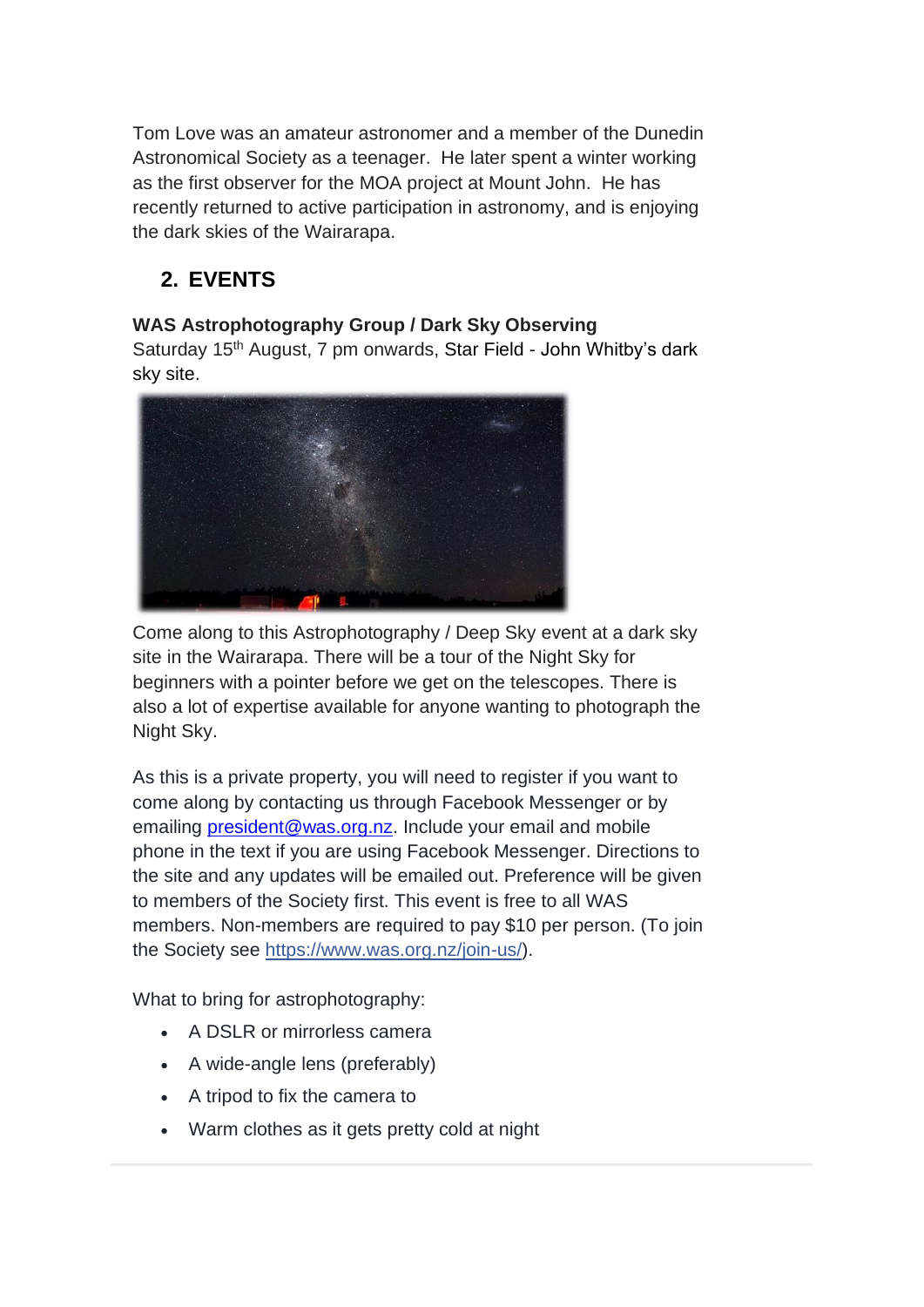Tom Love was an amateur astronomer and a member of the Dunedin Astronomical Society as a teenager. He later spent a winter working as the first observer for the MOA project at Mount John. He has recently returned to active participation in astronomy, and is enjoying the dark skies of the Wairarapa.

## 2. EVENTS

**WAS Astrophotography Group / Dark Sky Observing**

Saturday 15th August, 7 pm onwards, Star Field - John Whitby's dark sky site.

Come along to this Astrophotography / Deep Sky event at a dark sky site in the Wairarapa. There will be a tour of the Night Sky for beginners with a pointer before we get on the telescopes. There is also a lot of expertise available for anyone wanting to photograph the Night Sky.

As this is a private property, you will need to register if you want to come along by contacting us through Facebook Messenger or by emailing president@was.org.nz. Include your email and mobile phone in the text if you are using Facebook Messenger. Directions to the site and any updates will be emailed out. Preference will be given to members of the Society first. This event is free to all WAS members. Non-members are required to pay $10 per person. (To join the Society see https://www.was.org.nz/join-us/).

What to bring for astrophotography:

- A DSLR or mirrorless camera
- A wide-angle lens (preferably)
- A tripod to fix the camera to
- Warm clothes as it gets pretty cold at night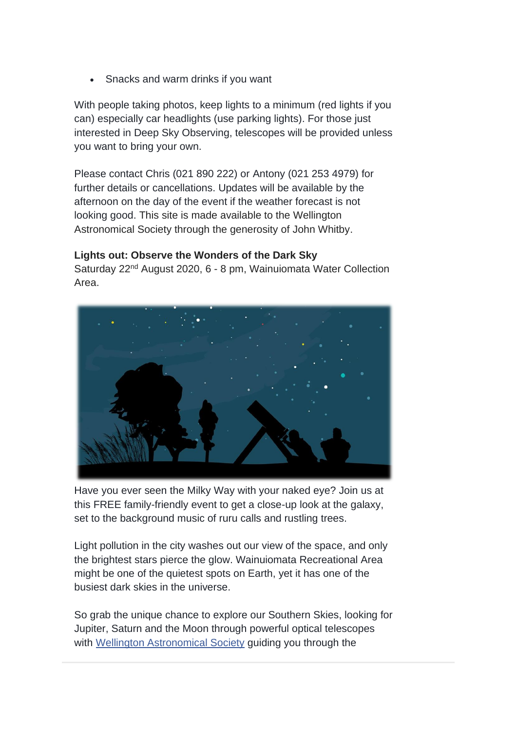- Snacks and warm drinks if you want

With people taking photos, keep lights to a minimum (red lights if you can) especially car headlights (use parking lights). For those just interested in Deep Sky Observing, telescopes will be provided unless you want to bring your own.

Please contact Chris (021 890 222) or Antony (021 253 4979) for further details or cancellations. Updates will be available by the afternoon on the day of the event if the weather forecast is not looking good. This site is made available to the Wellington Astronomical Society through the generosity of John Whitby.

**Lights out: Observe the Wonders of the Dark Sky**
Saturday 22nd August 2020, 6 - 8 pm, Wainuiomata Water Collection Area.

Have you ever seen the Milky Way with your naked eye? Join us at this FREE family-friendly event to get a close-up look at the galaxy, set to the background music of ruru calls and rustling trees.

Light pollution in the city washes out our view of the space, and only the brightest stars pierce the glow. Wainuiomata Recreational Area might be one of the quietest spots on Earth, yet it has one of the busiest dark skies in the universe.

So grab the unique chance to explore our Southern Skies, looking for Jupiter, Saturn and the Moon through powerful optical telescopes with Wellington Astronomical Society guiding you through the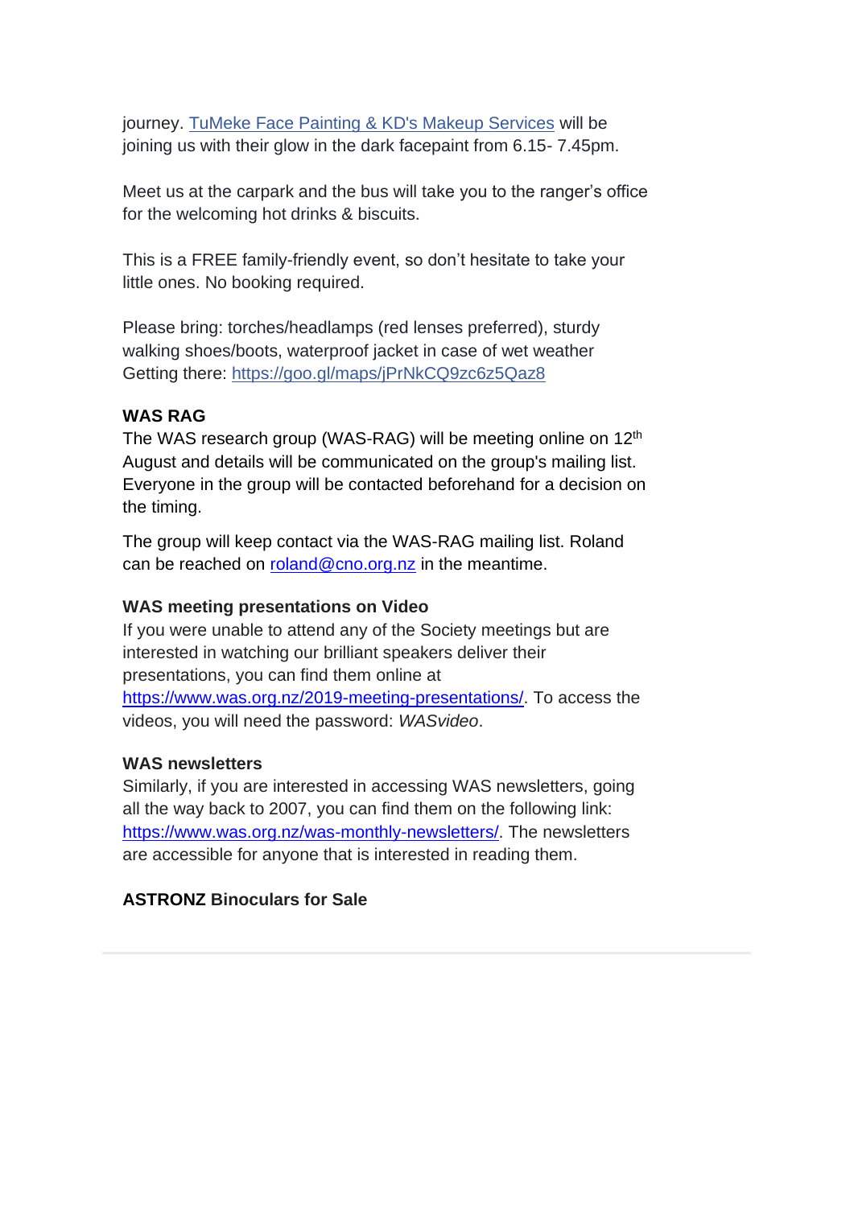journey. [TuMeke Face Painting & KD's Makeup Services]() will be joining us with their glow in the dark facepaint from 6.15- 7.45pm.

Meet us at the carpark and the bus will take you to the ranger's office for the welcoming hot drinks & biscuits.

This is a FREE family-friendly event, so don't hesitate to take your little ones. No booking required.

Please bring: torches/headlamps (red lenses preferred), sturdy walking shoes/boots, waterproof jacket in case of wet weather
Getting there: https://goo.gl/maps/jPrNkCQ9zc6z5Qaz8

**WAS RAG**
The WAS research group (WAS-RAG) will be meeting online on 12th August and details will be communicated on the group's mailing list. Everyone in the group will be contacted beforehand for a decision on the timing.

The group will keep contact via the WAS-RAG mailing list. Roland can be reached on roland@cno.org.nz in the meantime.

**WAS meeting presentations on Video**
If you were unable to attend any of the Society meetings but are interested in watching our brilliant speakers deliver their presentations, you can find them online at https://www.was.org.nz/2019-meeting-presentations/. To access the videos, you will need the password: *WASvideo*.

**WAS newsletters**
Similarly, if you are interested in accessing WAS newsletters, going all the way back to 2007, you can find them on the following link: https://www.was.org.nz/was-monthly-newsletters/. The newsletters are accessible for anyone that is interested in reading them.

**ASTRONZ Binoculars for Sale**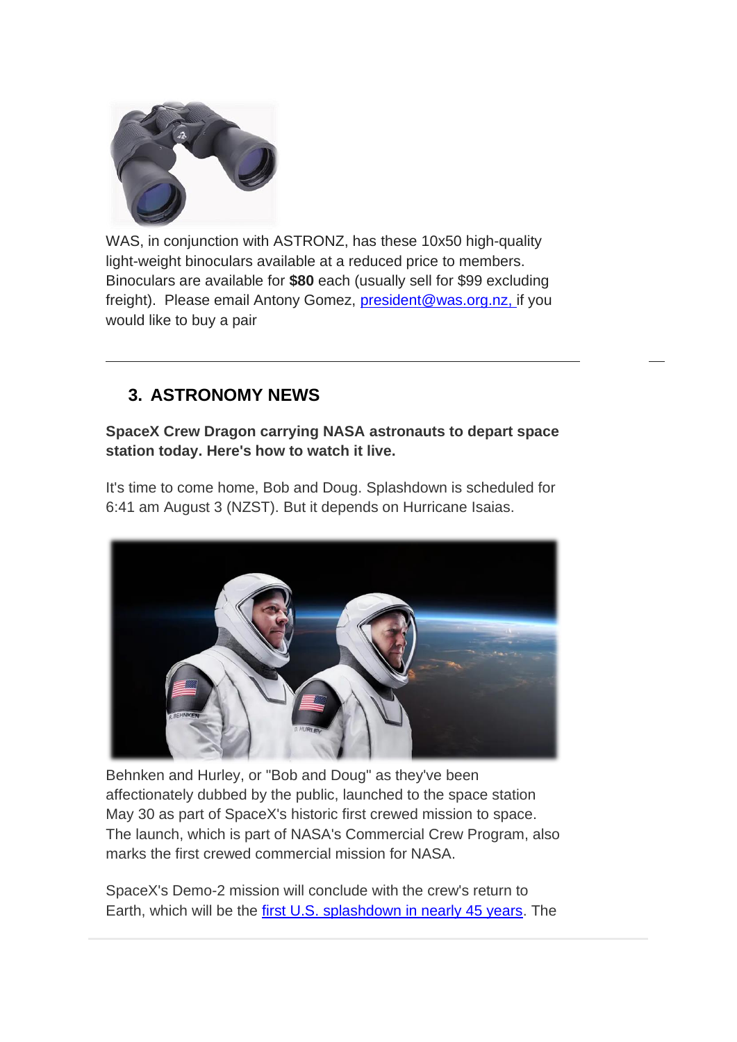WAS, in conjunction with ASTRONZ, has these 10x50 high-quality light-weight binoculars available at a reduced price to members. Binoculars are available for **$80** each (usually sell for $99 excluding freight). Please email Antony Gomez, president@was.org.nz, if you would like to buy a pair

---

## 3. ASTRONOMY NEWS

**SpaceX Crew Dragon carrying NASA astronauts to depart space station today. Here's how to watch it live.**

It's time to come home, Bob and Doug. Splashdown is scheduled for 6:41 am August 3 (NZST). But it depends on Hurricane Isaias.

Behnken and Hurley, or "Bob and Doug" as they've been affectionately dubbed by the public, launched to the space station May 30 as part of SpaceX's historic first crewed mission to space. The launch, which is part of NASA's Commercial Crew Program, also marks the first crewed commercial mission for NASA.

SpaceX's Demo-2 mission will conclude with the crew's return to Earth, which will be the first U.S. splashdown in nearly 45 years. The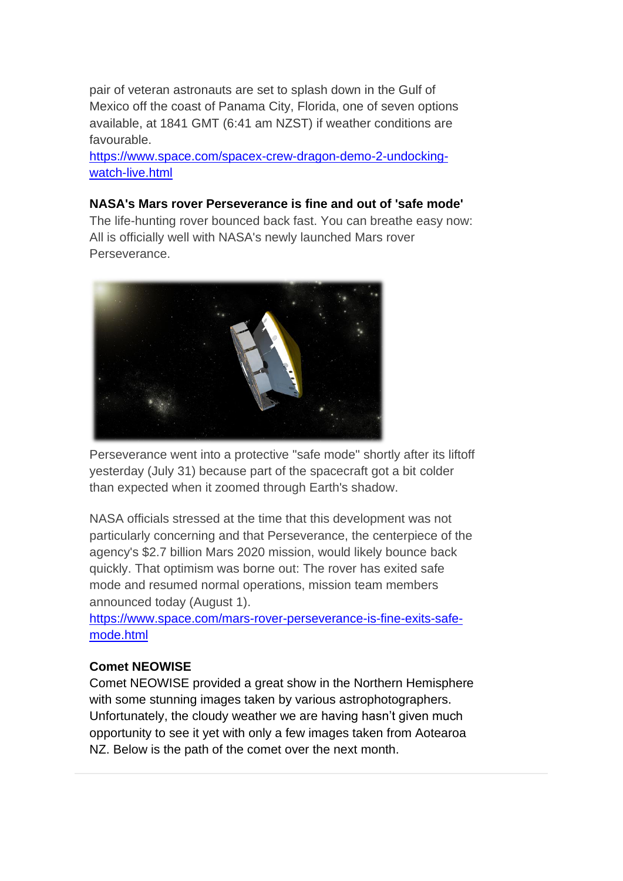pair of veteran astronauts are set to splash down in the Gulf of Mexico off the coast of Panama City, Florida, one of seven options available, at 1841 GMT (6:41 am NZST) if weather conditions are favourable.
https://www.space.com/spacex-crew-dragon-demo-2-undocking-watch-live.html

**NASA's Mars rover Perseverance is fine and out of 'safe mode'**

The life-hunting rover bounced back fast. You can breathe easy now: All is officially well with NASA's newly launched Mars rover Perseverance.

Perseverance went into a protective "safe mode" shortly after its liftoff yesterday (July 31) because part of the spacecraft got a bit colder than expected when it zoomed through Earth's shadow.

NASA officials stressed at the time that this development was not particularly concerning and that Perseverance, the centerpiece of the agency's $2.7 billion Mars 2020 mission, would likely bounce back quickly. That optimism was borne out: The rover has exited safe mode and resumed normal operations, mission team members announced today (August 1).
https://www.space.com/mars-rover-perseverance-is-fine-exits-safe-mode.html

**Comet NEOWISE**

Comet NEOWISE provided a great show in the Northern Hemisphere with some stunning images taken by various astrophotographers. Unfortunately, the cloudy weather we are having hasn't given much opportunity to see it yet with only a few images taken from Aotearoa NZ. Below is the path of the comet over the next month.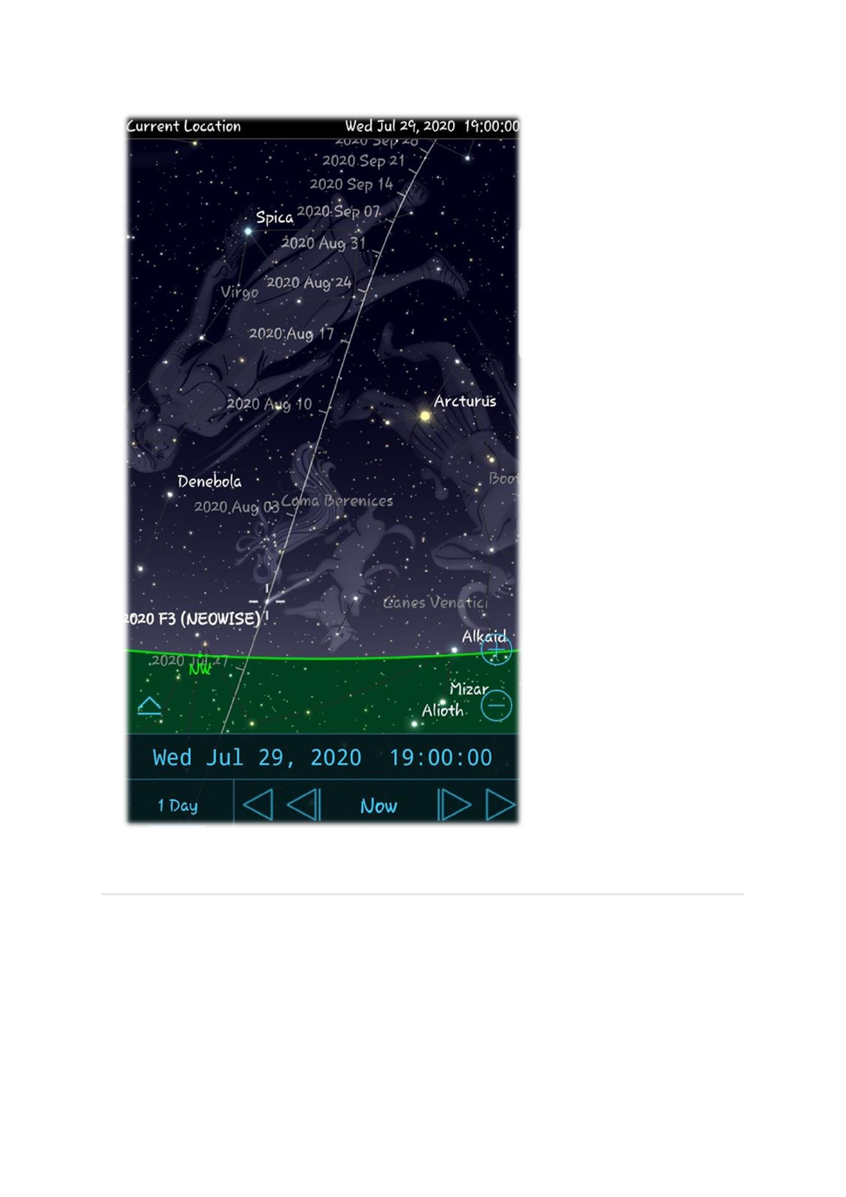Current Location Wed Jul 29, 2020 19:00:00

2020 Sep 28

2020 Sep 21

2020 Sep 14

Spica

2020 Sep 07

2020 Aug 31

Virgo

2020 Aug 24

2020 Aug 17

2020 Aug 10

Arcturus

Denebola

Boot

2020 Aug 03

Coma Berenices

Canes Venatici

2020 F3 (NEOWISE)

Alkaid

2020 Jul 27

NW

Mizar

Alioth

Wed Jul 29, 2020 19:00:00

1 Day

Now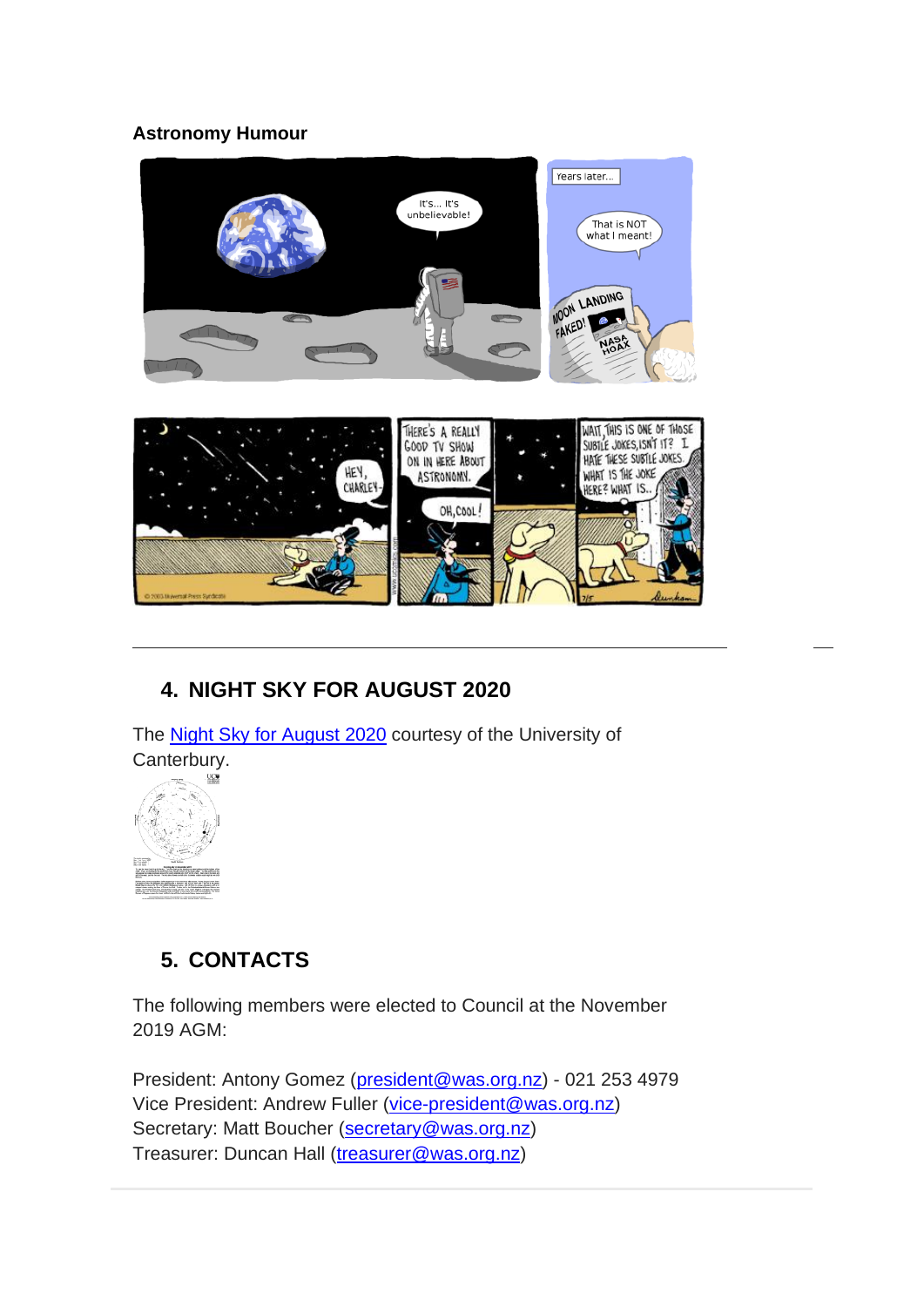**Astronomy Humour**

## 4. NIGHT SKY FOR AUGUST 2020

The Night Sky for August 2020 courtesy of the University of Canterbury.

## 5. CONTACTS

The following members were elected to Council at the November 2019 AGM:

President: Antony Gomez (president@was.org.nz) - 021 253 4979
Vice President: Andrew Fuller (vice-president@was.org.nz)
Secretary: Matt Boucher (secretary@was.org.nz)
Treasurer: Duncan Hall (treasurer@was.org.nz)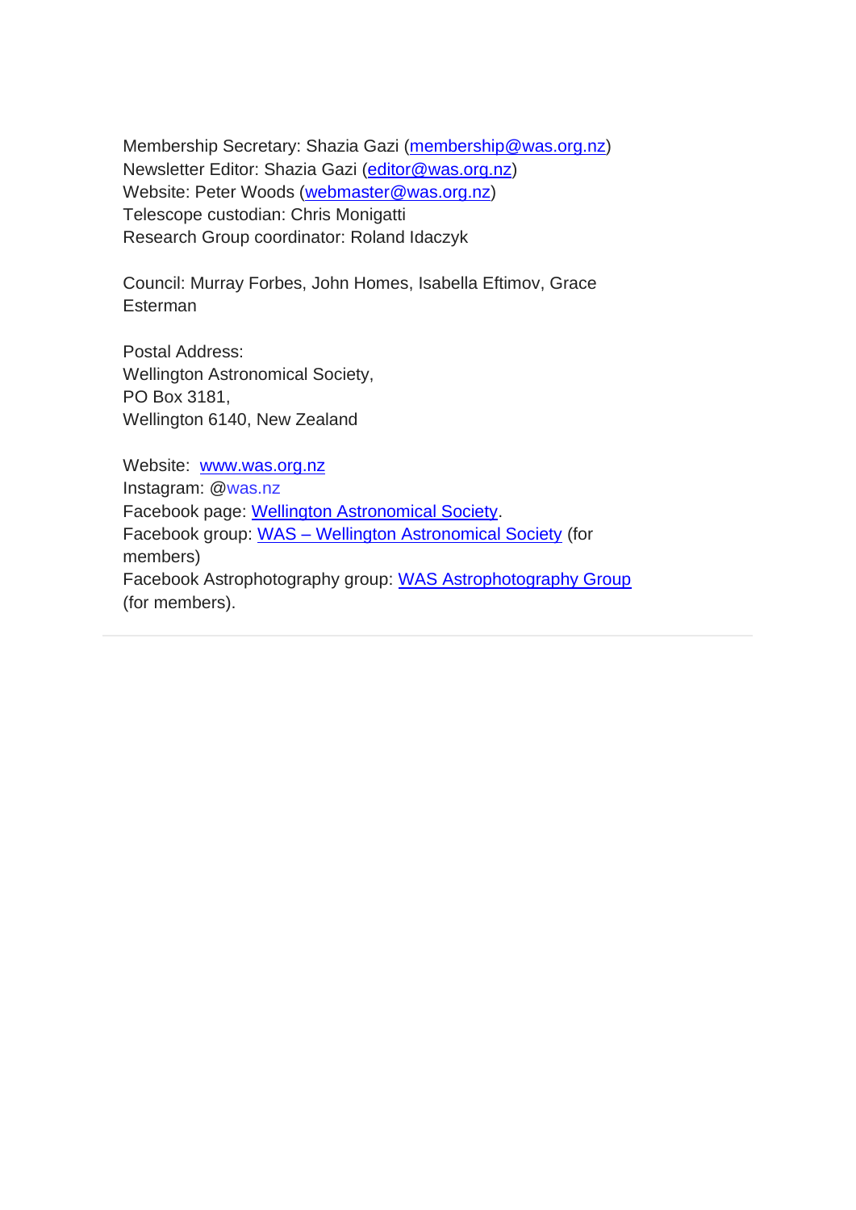Membership Secretary: Shazia Gazi (membership@was.org.nz)
Newsletter Editor: Shazia Gazi (editor@was.org.nz)
Website: Peter Woods (webmaster@was.org.nz)
Telescope custodian: Chris Monigatti
Research Group coordinator: Roland Idaczyk

Council: Murray Forbes, John Homes, Isabella Eftimov, Grace Esterman

Postal Address:
Wellington Astronomical Society,
PO Box 3181,
Wellington 6140, New Zealand

Website: www.was.org.nz
Instagram: @was.nz
Facebook page: Wellington Astronomical Society.
Facebook group: WAS – Wellington Astronomical Society (for members)
Facebook Astrophotography group: WAS Astrophotography Group (for members).